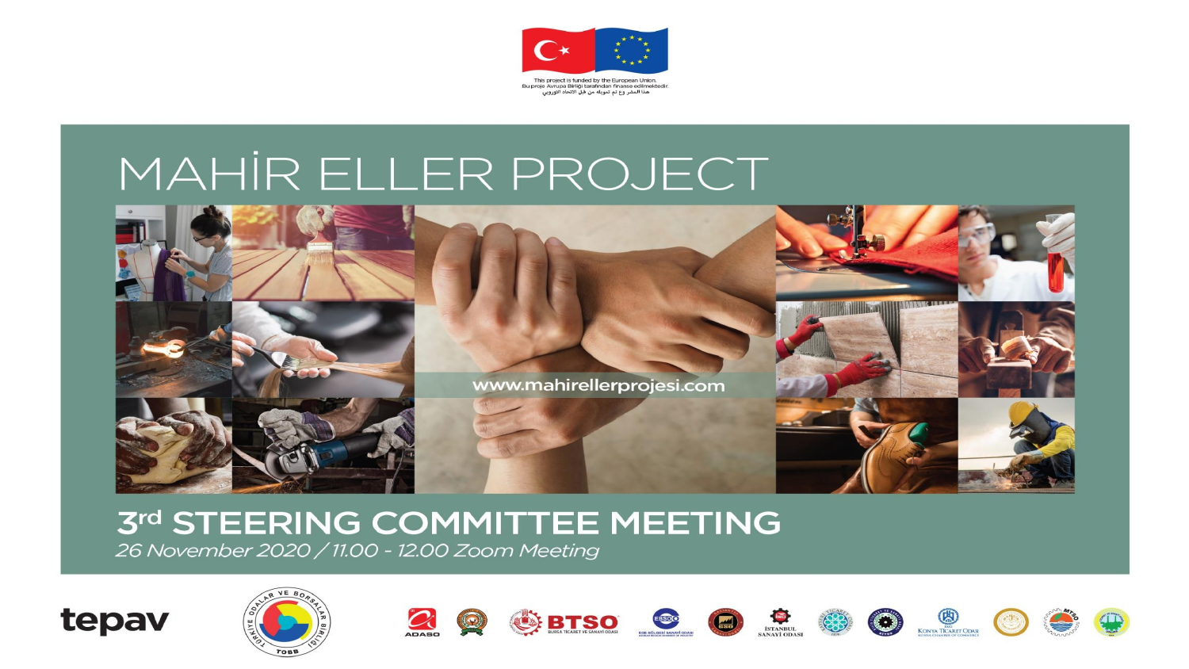This project is funded by the European Union.
Bu proje Avrupa Birliği tarafından finanse edilmektedir.
هذا المشروع تم تمويله من قبل الاتحاد الأوروبي

# MAHİR ELLER PROJECT

www.mahirellerprojesi.com

## 3rd STEERING COMMITTEE MEETING

*26 November 2020 / 11.00 - 12.00 Zoom Meeting*

tepav

TOBB

ADASO

BTSO BURSA TİCARET VE SANAYİ ODASI

ESOGÜ

İSTANBUL SANAYİ ODASI

KONYA TİCARET ODASI

MTSO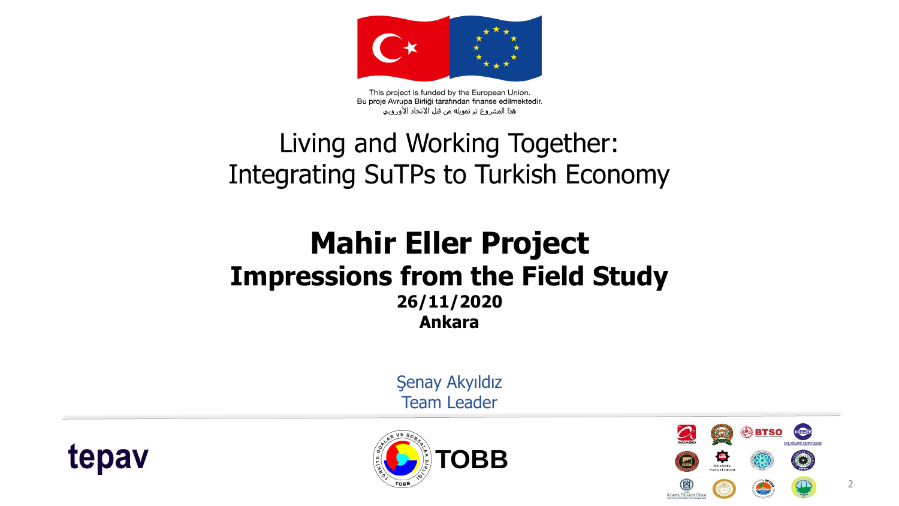This project is funded by the European Union.
Bu proje Avrupa Birliği tarafından finanse edilmektedir.
هذا المشروع تم تمويله من قبل الاتحاد الأوروبي

# Living and Working Together: Integrating SuTPs to Turkish Economy

# Mahir Eller Project

## Impressions from the Field Study

**26/11/2020**

**Ankara**

Şenay Akyıldız
Team Leader

tepav

TOBB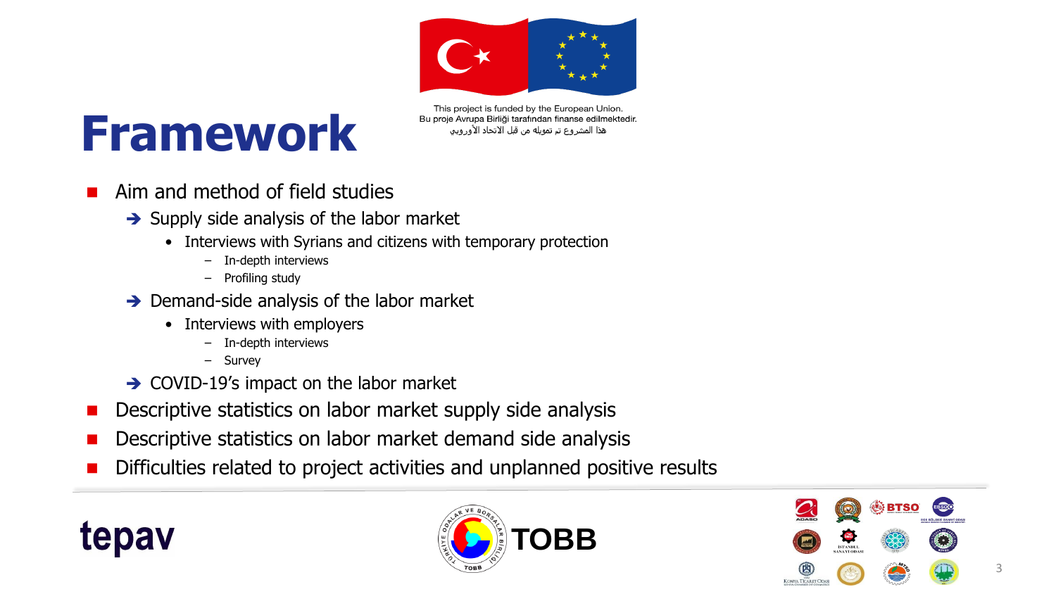# Framework

This project is funded by the European Union.
Bu proje Avrupa Birliği tarafından finanse edilmektedir.
هذا المشروع تم تمويله من قبل الاتحاد الأوروبي

- Aim and method of field studies
  - ➔ Supply side analysis of the labor market
    - Interviews with Syrians and citizens with temporary protection
      - In-depth interviews
      - Profiling study
  - ➔ Demand-side analysis of the labor market
    - Interviews with employers
      - In-depth interviews
      - Survey
  - ➔ COVID-19's impact on the labor market
- Descriptive statistics on labor market supply side analysis
- Descriptive statistics on labor market demand side analysis
- Difficulties related to project activities and unplanned positive results

tepav

TOBB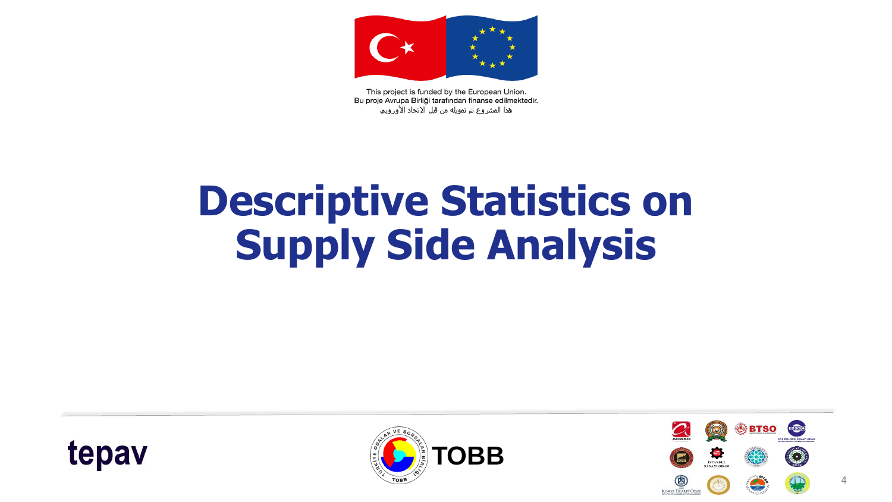This project is funded by the European Union.
Bu proje Avrupa Birliği tarafından finanse edilmektedir.
هذا المشروع تم تمويله من قبل الاتحاد الأوروبي

# Descriptive Statistics on Supply Side Analysis

tepav

TOBB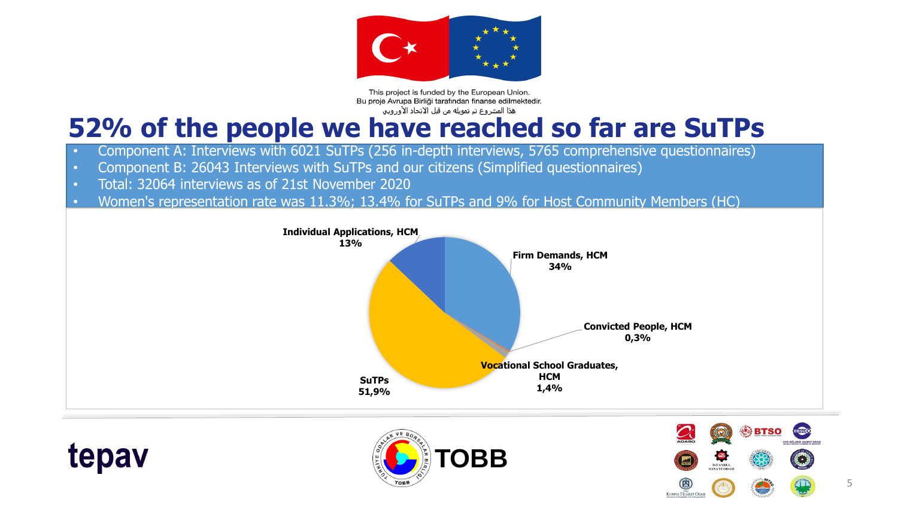This project is funded by the European Union.
Bu proje Avrupa Birliği tarafından finanse edilmektedir.
هذا المشروع تم تمويله من قبل الاتحاد الأوروبي

# 52% of the people we have reached so far are SuTPs

- Component A: Interviews with 6021 SuTPs (256 in-depth interviews, 5765 comprehensive questionnaires)
- Component B: 26043 Interviews with SuTPs and our citizens (Simplified questionnaires)
- Total: 32064 interviews as of 21st November 2020
- Women's representation rate was 11.3%; 13.4% for SuTPs and 9% for Host Community Members (HC)

| Category | Share |
| --- | --- |
| Firm Demands, HCM | 34% |
| Convicted People, HCM | 0,3% |
| Vocational School Graduates, HCM | 1,4% |
| SuTPs | 51,9% |
| Individual Applications, HCM | 13% |

tepav

TOBB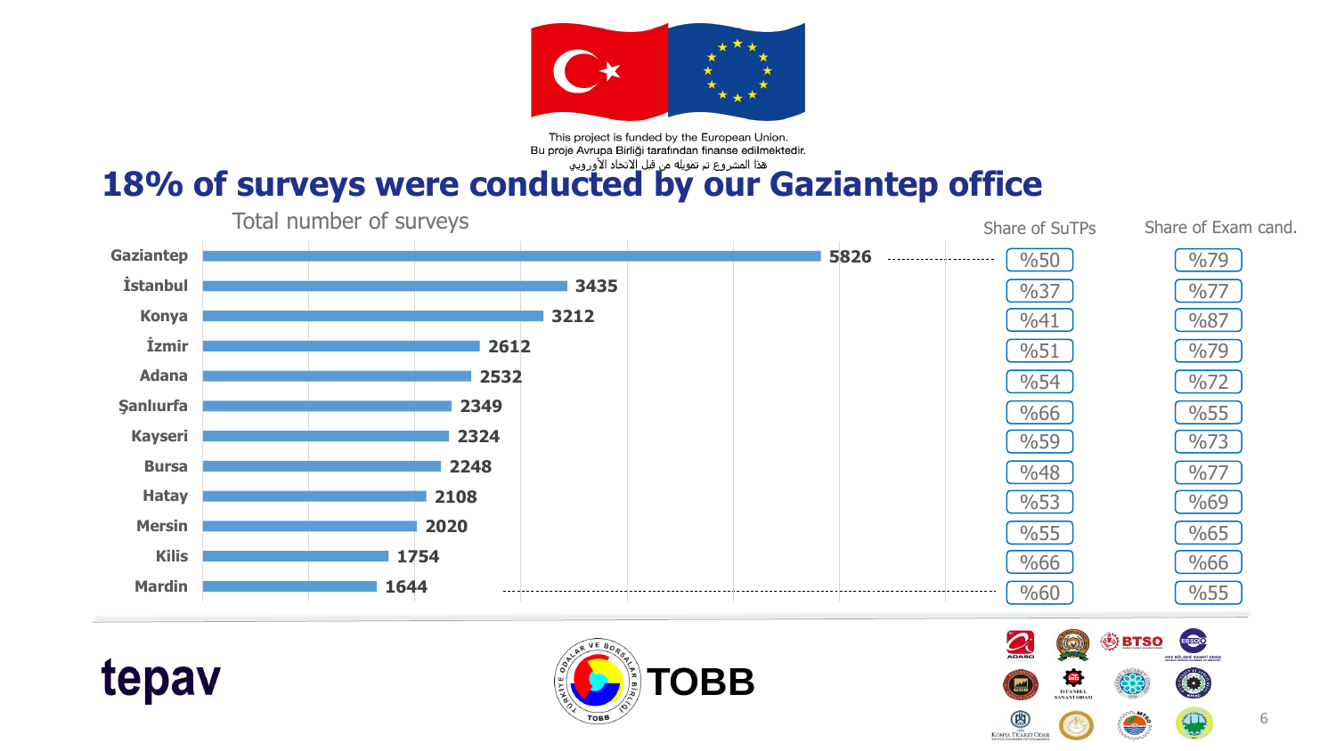This project is funded by the European Union.
Bu proje Avrupa Birliği tarafından finanse edilmektedir.
هذا المشروع تم تمويله من قبل الاتحاد الأوروبي

# 18% of surveys were conducted by our Gaziantep office

| Office | Total number of surveys | Share of SuTPs | Share of Exam cand. |
|---|---|---|---|
| Gaziantep | 5826 | %50 | %79 |
| İstanbul | 3435 | %37 | %77 |
| Konya | 3212 | %41 | %87 |
| İzmir | 2612 | %51 | %79 |
| Adana | 2532 | %54 | %72 |
| Şanlıurfa | 2349 | %66 | %55 |
| Kayseri | 2324 | %59 | %73 |
| Bursa | 2248 | %48 | %77 |
| Hatay | 2108 | %53 | %69 |
| Mersin | 2020 | %55 | %65 |
| Kilis | 1754 | %66 | %66 |
| Mardin | 1644 | %60 | %55 |

tepav

TOBB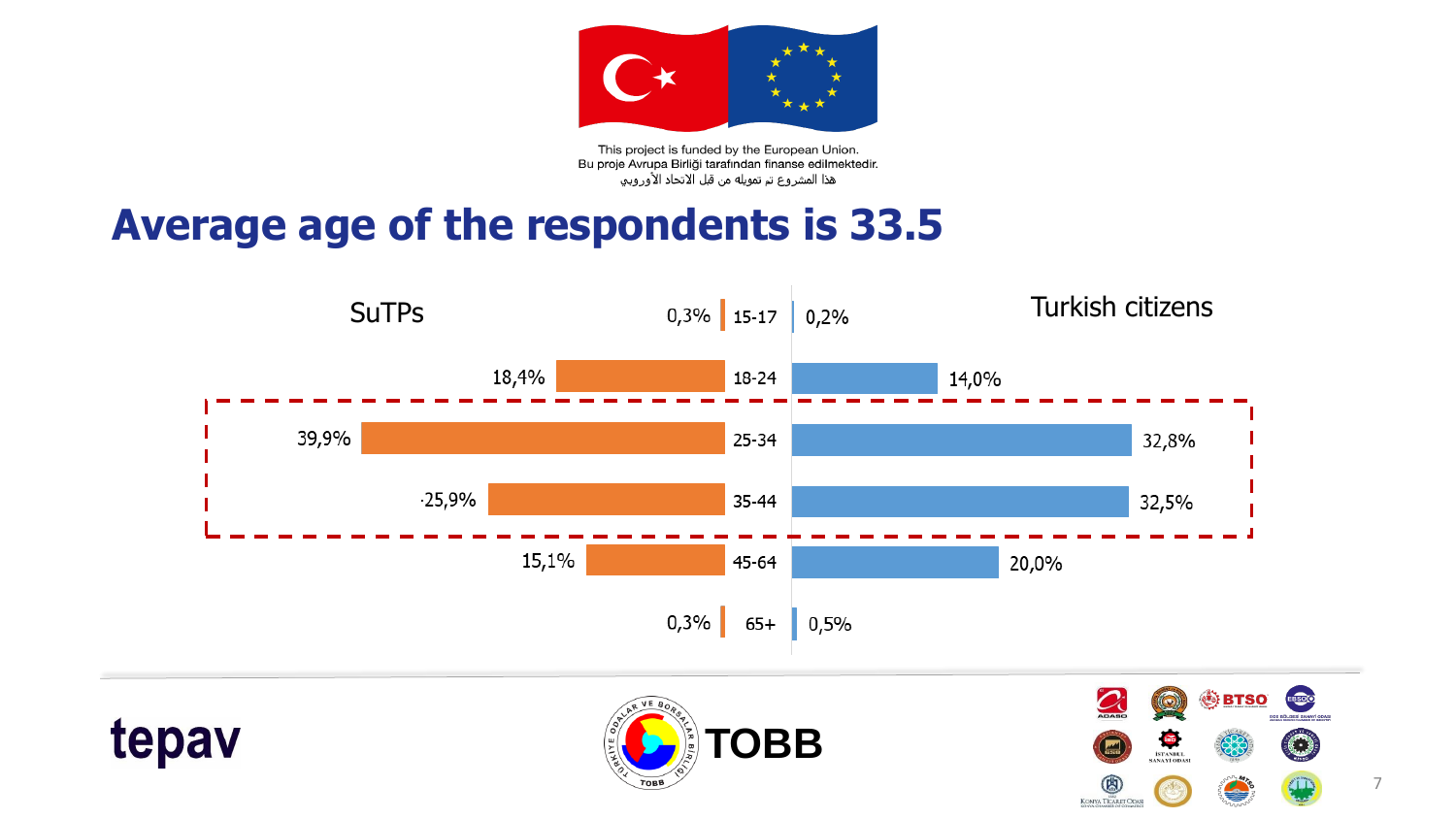This project is funded by the European Union.
Bu proje Avrupa Birliği tarafından finanse edilmektedir.
هذا المشروع تم تمويله من قبل الاتحاد الأوروبي

# Average age of the respondents is 33.5

| SuTPs | Age | Turkish citizens |
|---|---|---|
| 0,3% | 15-17 | 0,2% |
| 18,4% | 18-24 | 14,0% |
| 39,9% | 25-34 | 32,8% |
| 25,9% | 35-44 | 32,5% |
| 15,1% | 45-64 | 20,0% |
| 0,3% | 65+ | 0,5% |

tepav

TOBB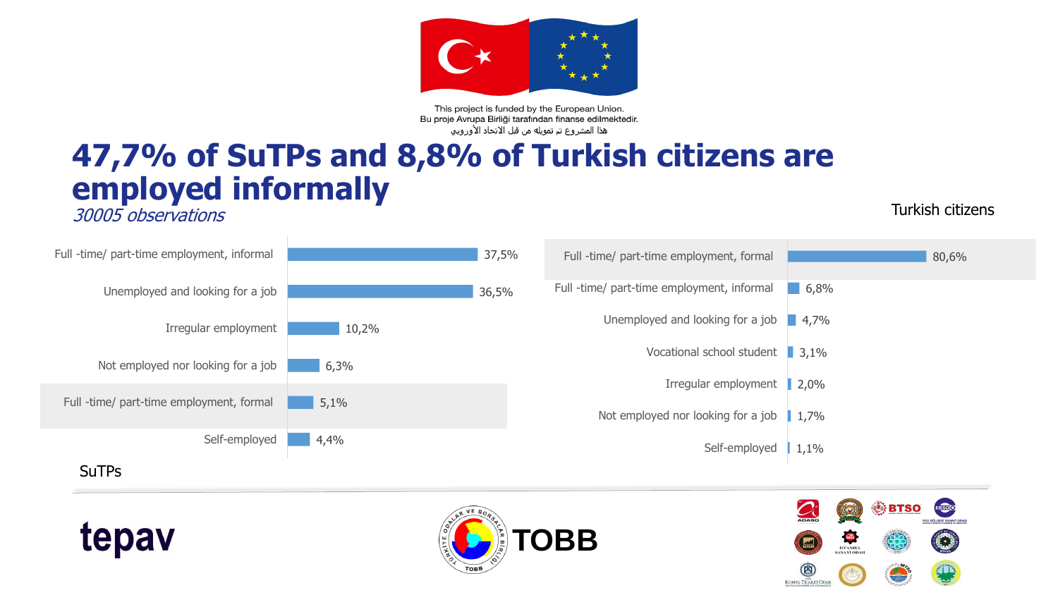This project is funded by the European Union.
Bu proje Avrupa Birliği tarafından finanse edilmektedir.
هذا المشروع تم تمويله من قبل الاتحاد الأوروبي

# 47,7% of SuTPs and 8,8% of Turkish citizens are employed informally

*30005 observations*

**SuTPs**

| Category | Share |
|---|---|
| Full -time/ part-time employment, informal | 37,5% |
| Unemployed and looking for a job | 36,5% |
| Irregular employment | 10,2% |
| Not employed nor looking for a job | 6,3% |
| Full -time/ part-time employment, formal | 5,1% |
| Self-employed | 4,4% |

**Turkish citizens**

| Category | Share |
|---|---|
| Full -time/ part-time employment, formal | 80,6% |
| Full -time/ part-time employment, informal | 6,8% |
| Unemployed and looking for a job | 4,7% |
| Vocational school student | 3,1% |
| Irregular employment | 2,0% |
| Not employed nor looking for a job | 1,7% |
| Self-employed | 1,1% |

tepav

TOBB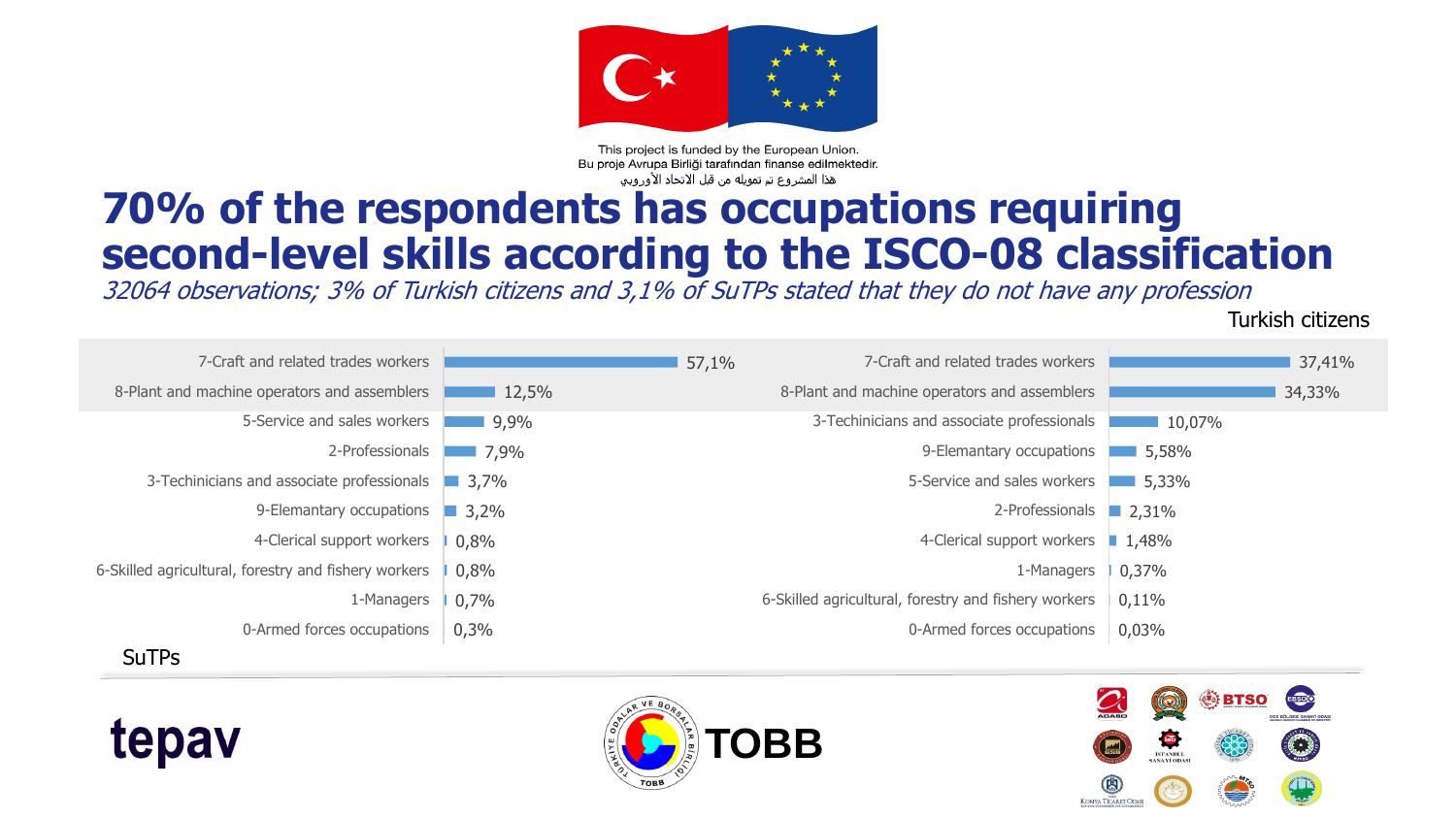This project is funded by the European Union.
Bu proje Avrupa Birliği tarafından finanse edilmektedir.
هذا المشروع تم تمويله من قبل الاتحاد الأوروبي

# 70% of the respondents has occupations requiring second-level skills according to the ISCO-08 classification

*32064 observations; 3% of Turkish citizens and 3,1% of SuTPs stated that they do not have any profession*

**SuTPs**

| Occupation | % |
|---|---|
| 7-Craft and related trades workers | 57,1% |
| 8-Plant and machine operators and assemblers | 12,5% |
| 5-Service and sales workers | 9,9% |
| 2-Professionals | 7,9% |
| 3-Techinicians and associate professionals | 3,7% |
| 9-Elemantary occupations | 3,2% |
| 4-Clerical support workers | 0,8% |
| 6-Skilled agricultural, forestry and fishery workers | 0,8% |
| 1-Managers | 0,7% |
| 0-Armed forces occupations | 0,3% |

**Turkish citizens**

| Occupation | % |
|---|---|
| 7-Craft and related trades workers | 37,41% |
| 8-Plant and machine operators and assemblers | 34,33% |
| 3-Techinicians and associate professionals | 10,07% |
| 9-Elemantary occupations | 5,58% |
| 5-Service and sales workers | 5,33% |
| 2-Professionals | 2,31% |
| 4-Clerical support workers | 1,48% |
| 1-Managers | 0,37% |
| 6-Skilled agricultural, forestry and fishery workers | 0,11% |
| 0-Armed forces occupations | 0,03% |

tepav

TOBB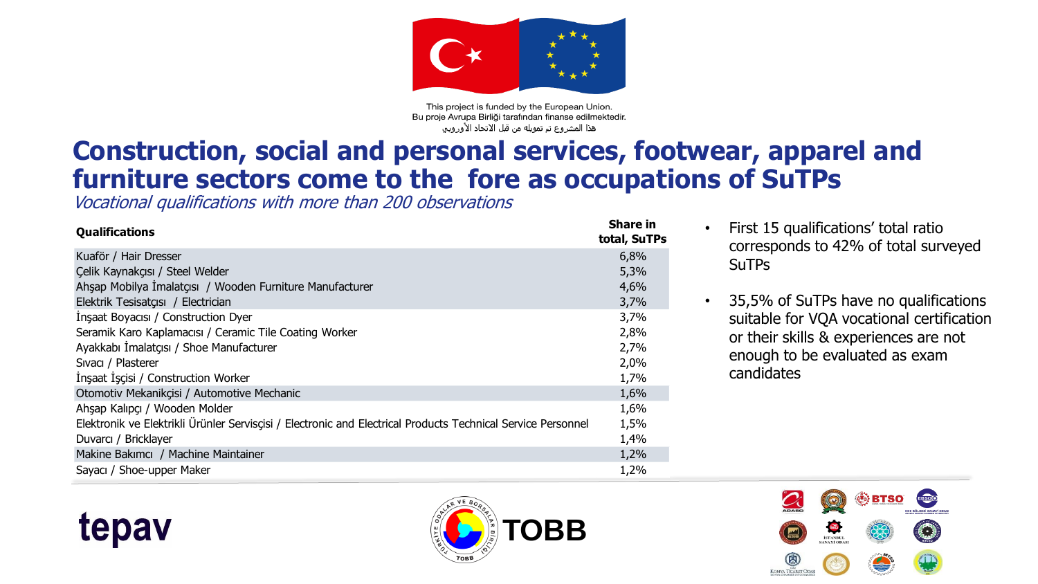This project is funded by the European Union.
Bu proje Avrupa Birliği tarafından finanse edilmektedir.
هذا المشروع تم تمويله من قبل الاتحاد الأوروبي

# Construction, social and personal services, footwear, apparel and furniture sectors come to the fore as occupations of SuTPs

*Vocational qualifications with more than 200 observations*

| Qualifications | Share in total, SuTPs |
|---|---|
| Kuaför / Hair Dresser | 6,8% |
| Çelik Kaynakçısı / Steel Welder | 5,3% |
| Ahşap Mobilya İmalatçısı / Wooden Furniture Manufacturer | 4,6% |
| Elektrik Tesisatçısı / Electrician | 3,7% |
| İnşaat Boyacısı / Construction Dyer | 3,7% |
| Seramik Karo Kaplamacısı / Ceramic Tile Coating Worker | 2,8% |
| Ayakkabı İmalatçısı / Shoe Manufacturer | 2,7% |
| Sıvacı / Plasterer | 2,0% |
| İnşaat İşçisi / Construction Worker | 1,7% |
| Otomotiv Mekanikçisi / Automotive Mechanic | 1,6% |
| Ahşap Kalıpçı / Wooden Molder | 1,6% |
| Elektronik ve Elektrikli Ürünler Servisçisi / Electronic and Electrical Products Technical Service Personnel | 1,5% |
| Duvarcı / Bricklayer | 1,4% |
| Makine Bakımcı / Machine Maintainer | 1,2% |
| Sayacı / Shoe-upper Maker | 1,2% |

- First 15 qualifications' total ratio corresponds to 42% of total surveyed SuTPs
- 35,5% of SuTPs have no qualifications suitable for VQA vocational certification or their skills & experiences are not enough to be evaluated as exam candidates

tepav

TOBB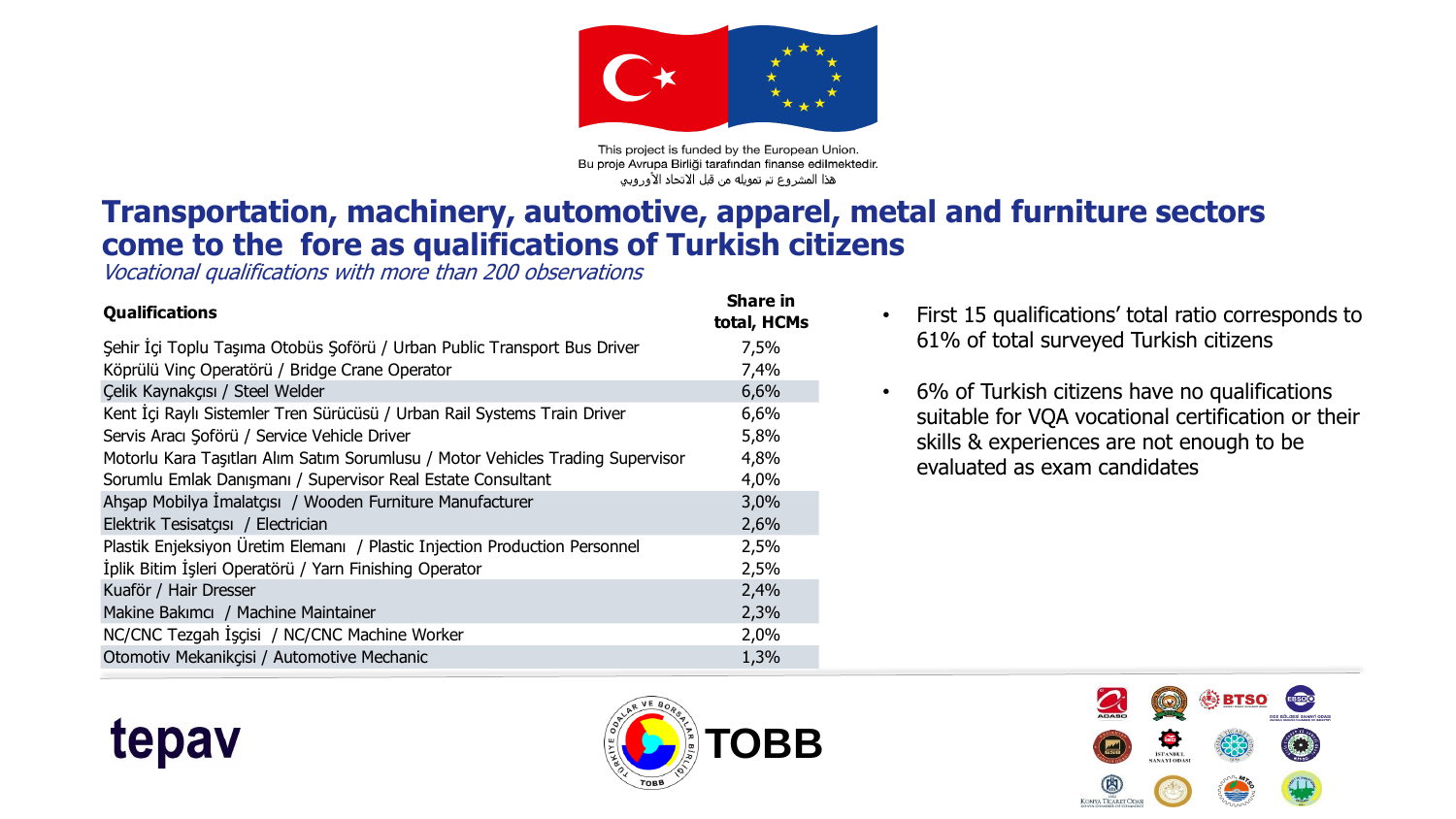This project is funded by the European Union.
Bu proje Avrupa Birliği tarafından finanse edilmektedir.
هذا المشروع تم تمويله من قبل الاتحاد الأوروبي

# Transportation, machinery, automotive, apparel, metal and furniture sectors come to the fore as qualifications of Turkish citizens

*Vocational qualifications with more than 200 observations*

| Qualifications | Share in total, HCMs |
|---|---|
| Şehir İçi Toplu Taşıma Otobüs Şoförü / Urban Public Transport Bus Driver | 7,5% |
| Köprülü Vinç Operatörü / Bridge Crane Operator | 7,4% |
| Çelik Kaynakçısı / Steel Welder | 6,6% |
| Kent İçi Raylı Sistemler Tren Sürücüsü / Urban Rail Systems Train Driver | 6,6% |
| Servis Aracı Şoförü / Service Vehicle Driver | 5,8% |
| Motorlu Kara Taşıtları Alım Satım Sorumlusu / Motor Vehicles Trading Supervisor | 4,8% |
| Sorumlu Emlak Danışmanı / Supervisor Real Estate Consultant | 4,0% |
| Ahşap Mobilya İmalatçısı / Wooden Furniture Manufacturer | 3,0% |
| Elektrik Tesisatçısı / Electrician | 2,6% |
| Plastik Enjeksiyon Üretim Elemanı / Plastic Injection Production Personnel | 2,5% |
| İplik Bitim İşleri Operatörü / Yarn Finishing Operator | 2,5% |
| Kuaför / Hair Dresser | 2,4% |
| Makine Bakımcı / Machine Maintainer | 2,3% |
| NC/CNC Tezgah İşçisi / NC/CNC Machine Worker | 2,0% |
| Otomotiv Mekanikçisi / Automotive Mechanic | 1,3% |

- First 15 qualifications' total ratio corresponds to 61% of total surveyed Turkish citizens
- 6% of Turkish citizens have no qualifications suitable for VQA vocational certification or their skills & experiences are not enough to be evaluated as exam candidates

tepav

TOBB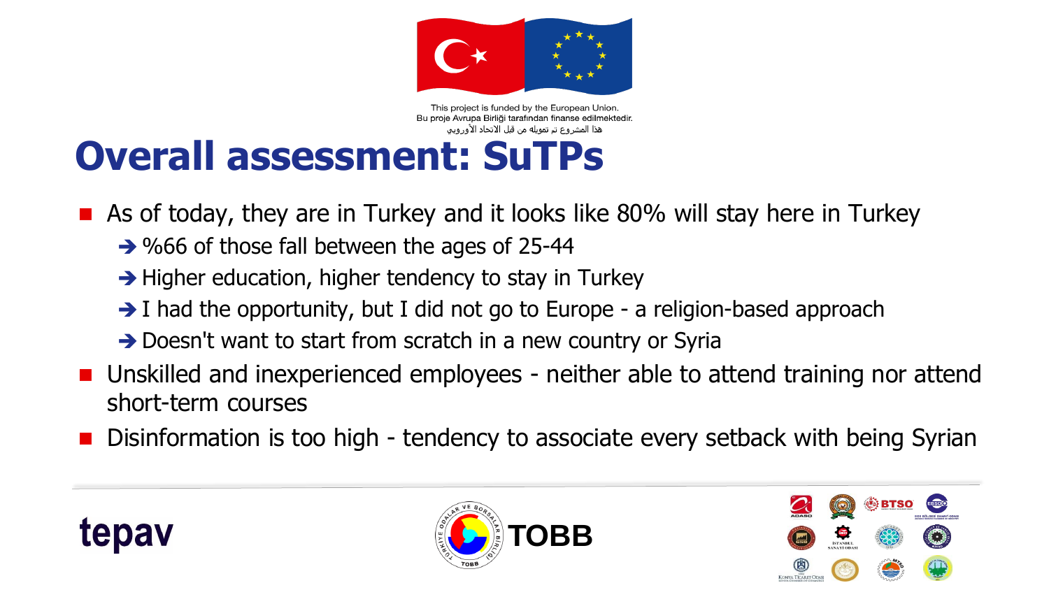This project is funded by the European Union.
Bu proje Avrupa Birliği tarafından finanse edilmektedir.
هذا المشروع تم تمويله من قبل الاتحاد الأوروبي

# Overall assessment: SuTPs

- As of today, they are in Turkey and it looks like 80% will stay here in Turkey
  - ➔ %66 of those fall between the ages of 25-44
  - ➔ Higher education, higher tendency to stay in Turkey
  - ➔ I had the opportunity, but I did not go to Europe - a religion-based approach
  - ➔ Doesn't want to start from scratch in a new country or Syria
- Unskilled and inexperienced employees - neither able to attend training nor attend short-term courses
- Disinformation is too high - tendency to associate every setback with being Syrian

tepav

TOBB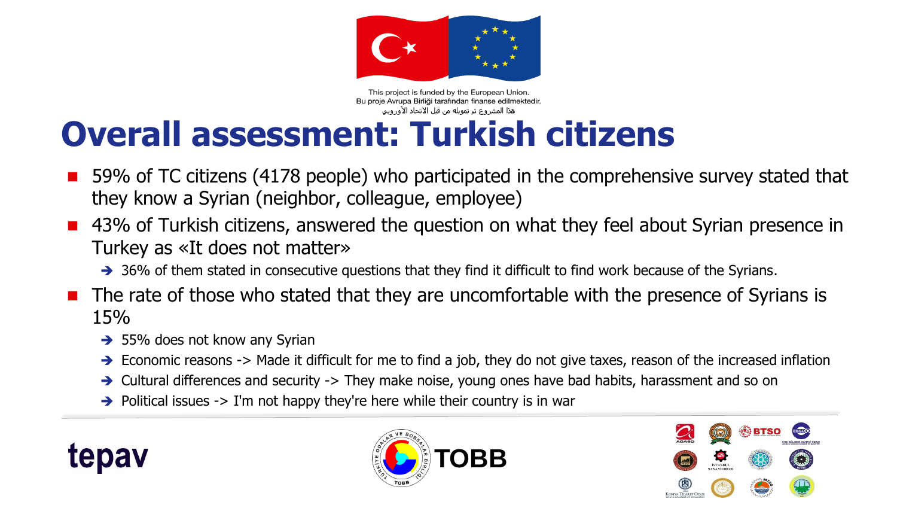This project is funded by the European Union.
Bu proje Avrupa Birliği tarafından finanse edilmektedir.
هذا المشروع تم تمويله من قبل الاتحاد الأوروبي

# Overall assessment: Turkish citizens

- 59% of TC citizens (4178 people) who participated in the comprehensive survey stated that they know a Syrian (neighbor, colleague, employee)
- 43% of Turkish citizens, answered the question on what they feel about Syrian presence in Turkey as «It does not matter»
  - 36% of them stated in consecutive questions that they find it difficult to find work because of the Syrians.
- The rate of those who stated that they are uncomfortable with the presence of Syrians is 15%
  - 55% does not know any Syrian
  - Economic reasons -> Made it difficult for me to find a job, they do not give taxes, reason of the increased inflation
  - Cultural differences and security -> They make noise, young ones have bad habits, harassment and so on
  - Political issues -> I'm not happy they're here while their country is in war

tepav

TOBB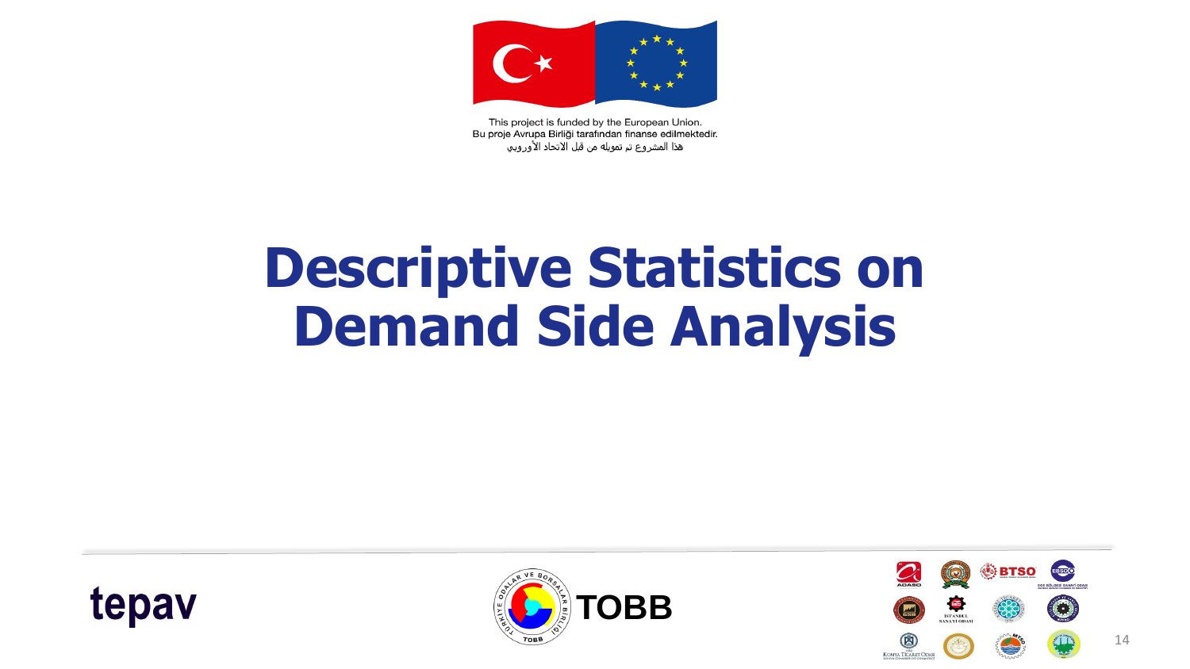This project is funded by the European Union.
Bu proje Avrupa Birliği tarafından finanse edilmektedir.
هذا المشروع تم تمويله من قبل الاتحاد الأوروبي

# Descriptive Statistics on Demand Side Analysis

tepav

TOBB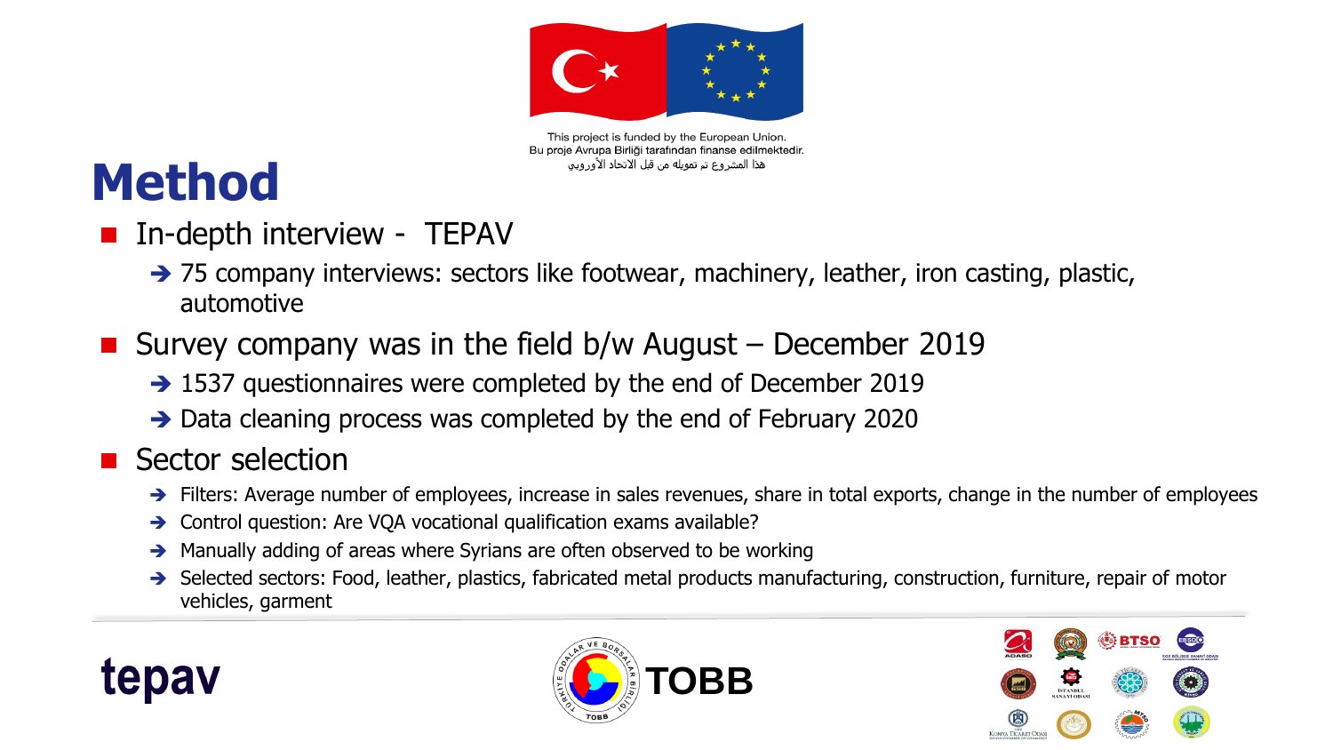This project is funded by the European Union.
Bu proje Avrupa Birliği tarafından finanse edilmektedir.
هذا المشروع تم تمويله من قبل الاتحاد الأوروبي

# Method

- In-depth interview - TEPAV
  - ➔ 75 company interviews: sectors like footwear, machinery, leather, iron casting, plastic, automotive
- Survey company was in the field b/w August – December 2019
  - ➔ 1537 questionnaires were completed by the end of December 2019
  - ➔ Data cleaning process was completed by the end of February 2020
- Sector selection
  - ➔ Filters: Average number of employees, increase in sales revenues, share in total exports, change in the number of employees
  - ➔ Control question: Are VQA vocational qualification exams available?
  - ➔ Manually adding of areas where Syrians are often observed to be working
  - ➔ Selected sectors: Food, leather, plastics, fabricated metal products manufacturing, construction, furniture, repair of motor vehicles, garment

tepav

TOBB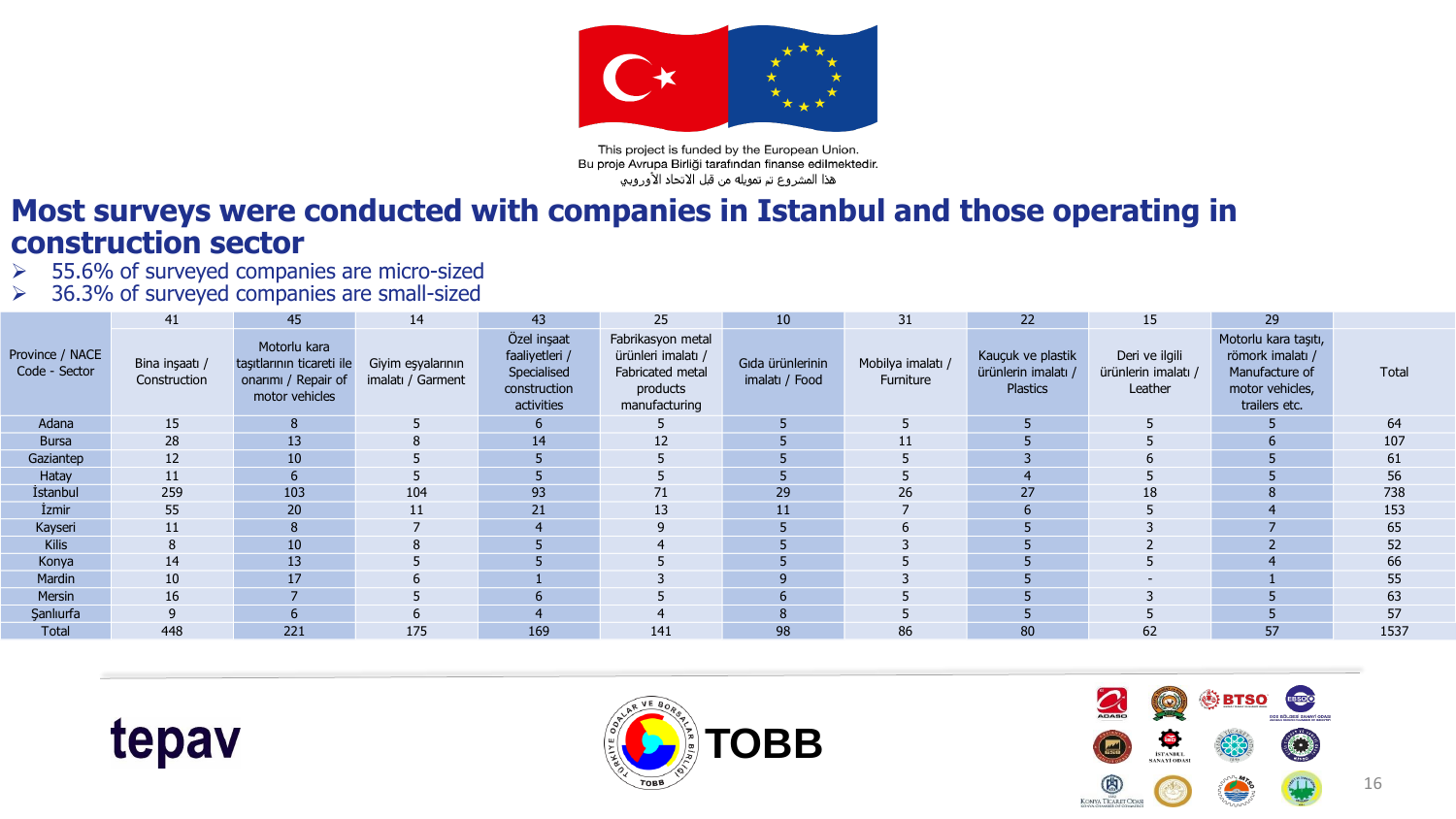This project is funded by the European Union.
Bu proje Avrupa Birliği tarafından finanse edilmektedir.
هذا المشروع تم تمويله من قبل الاتحاد الأوروبي

# Most surveys were conducted with companies in Istanbul and those operating in construction sector

- 55.6% of surveyed companies are micro-sized
- 36.3% of surveyed companies are small-sized

| | 41 | 45 | 14 | 43 | 25 | 10 | 31 | 22 | 15 | 29 | |
|---|---|---|---|---|---|---|---|---|---|---|---|
| Province / NACE Code - Sector | Bina inşaatı / Construction | Motorlu kara taşıtlarının ticareti ile onarımı / Repair of motor vehicles | Giyim eşyalarının imalatı / Garment | Özel inşaat faaliyetleri / Specialised construction activities | Fabrikasyon metal ürünleri imalatı / Fabricated metal products manufacturing | Gıda ürünlerinin imalatı / Food | Mobilya imalatı / Furniture | Kauçuk ve plastik ürünlerin imalatı / Plastics | Deri ve ilgili ürünlerin imalatı / Leather | Motorlu kara taşıtı, römork imalatı / Manufacture of motor vehicles, trailers etc. | Total |
| Adana | 15 | 8 | 5 | 6 | 5 | 5 | 5 | 5 | 5 | 5 | 64 |
| Bursa | 28 | 13 | 8 | 14 | 12 | 5 | 11 | 5 | 5 | 6 | 107 |
| Gaziantep | 12 | 10 | 5 | 5 | 5 | 5 | 5 | 3 | 6 | 5 | 61 |
| Hatay | 11 | 6 | 5 | 5 | 5 | 5 | 5 | 4 | 5 | 5 | 56 |
| İstanbul | 259 | 103 | 104 | 93 | 71 | 29 | 26 | 27 | 18 | 8 | 738 |
| İzmir | 55 | 20 | 11 | 21 | 13 | 11 | 7 | 6 | 5 | 4 | 153 |
| Kayseri | 11 | 8 | 7 | 4 | 9 | 5 | 6 | 5 | 3 | 7 | 65 |
| Kilis | 8 | 10 | 8 | 5 | 4 | 5 | 3 | 5 | 2 | 2 | 52 |
| Konya | 14 | 13 | 5 | 5 | 5 | 5 | 5 | 5 | 5 | 4 | 66 |
| Mardin | 10 | 17 | 6 | 1 | 3 | 9 | 3 | 5 | - | 1 | 55 |
| Mersin | 16 | 7 | 5 | 6 | 5 | 6 | 5 | 5 | 3 | 5 | 63 |
| Şanlıurfa | 9 | 6 | 6 | 4 | 4 | 8 | 5 | 5 | 5 | 5 | 57 |
| Total | 448 | 221 | 175 | 169 | 141 | 98 | 86 | 80 | 62 | 57 | 1537 |

tepav

TOBB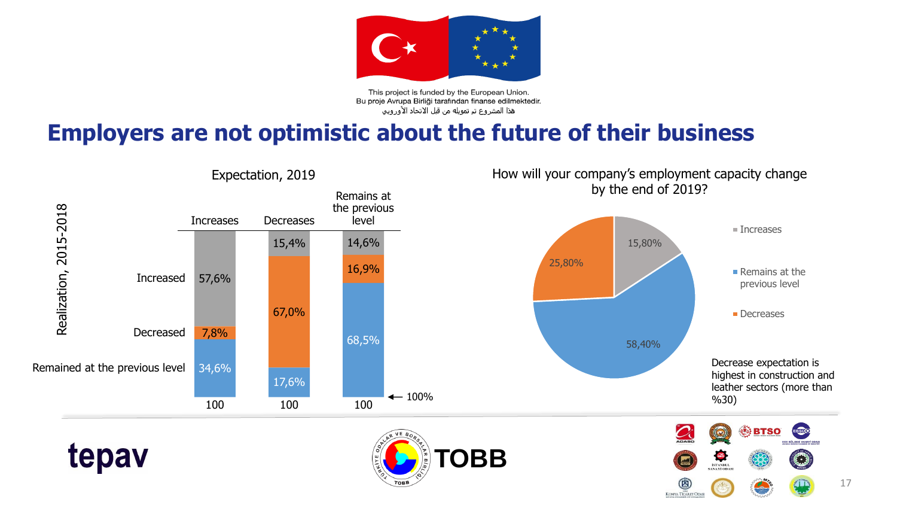This project is funded by the European Union.
Bu proje Avrupa Birliği tarafından finanse edilmektedir.
هذا المشروع تم تمويله من قبل الاتحاد الأوروبي

# Employers are not optimistic about the future of their business

**Expectation, 2019**

| Realization, 2015-2018 | Increases | Decreases | Remains at the previous level |
|---|---|---|---|
| Increased | 57,6% | 15,4% | 14,6% |
| Decreased | 7,8% | 67,0% | 16,9% |
| Remained at the previous level | 34,6% | 17,6% | 68,5% |
| | 100 | 100 | 100 |

← 100%

**How will your company's employment capacity change by the end of 2019?**

| | |
|---|---|
| Increases | 15,80% |
| Remains at the previous level | 58,40% |
| Decreases | 25,80% |

Decrease expectation is highest in construction and leather sectors (more than %30)

tepav

TOBB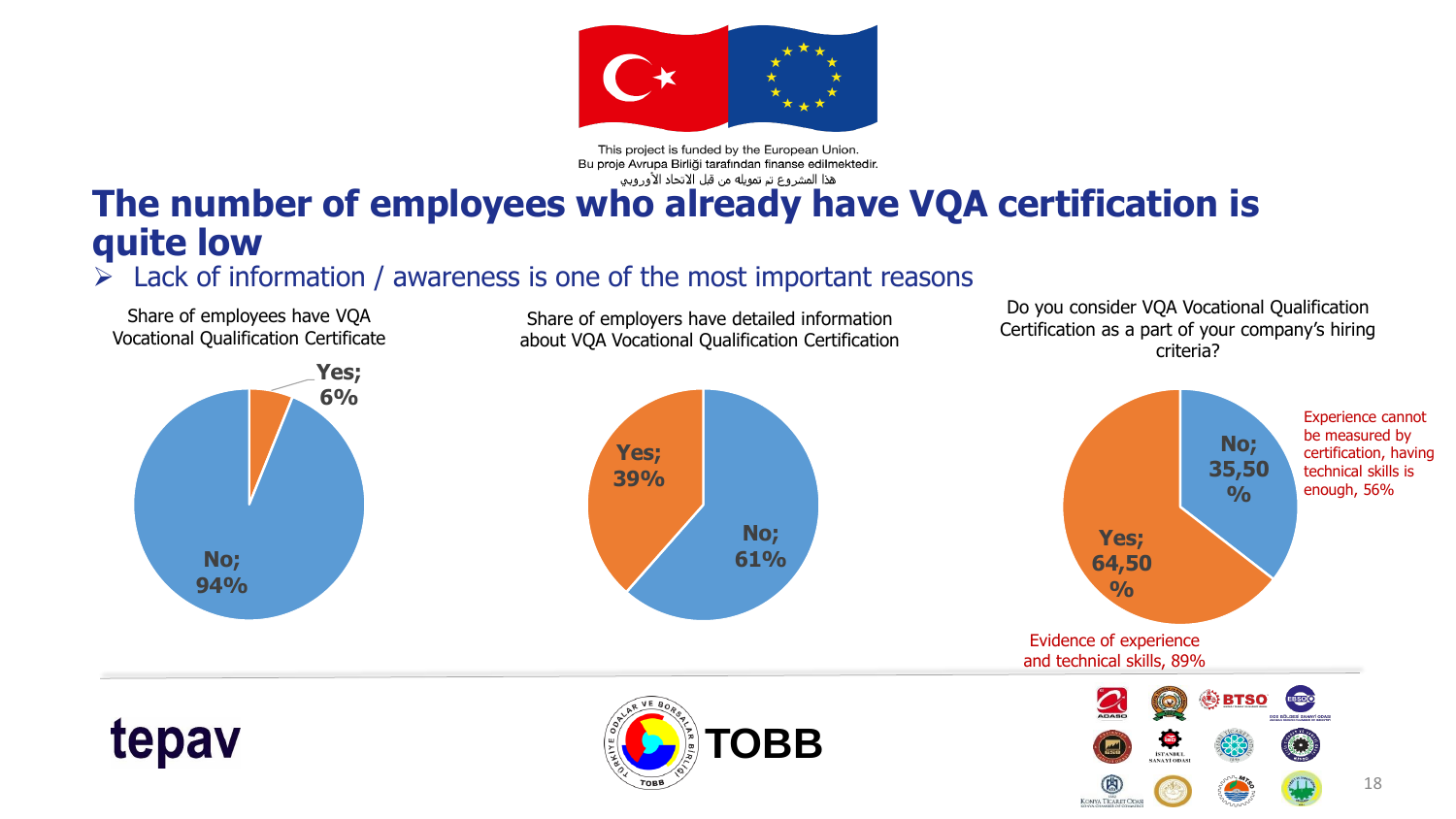This project is funded by the European Union.
Bu proje Avrupa Birliği tarafından finanse edilmektedir.
هذا المشروع تم تمويله من قبل الاتحاد الأوروبي

# The number of employees who already have VQA certification is quite low

- Lack of information / awareness is one of the most important reasons

**Share of employees have VQA Vocational Qualification Certificate**

- Yes; 6%
- No; 94%

**Share of employers have detailed information about VQA Vocational Qualification Certification**

- Yes; 39%
- No; 61%

**Do you consider VQA Vocational Qualification Certification as a part of your company's hiring criteria?**

- No; 35,50 %
- Yes; 64,50 %

Experience cannot be measured by certification, having technical skills is enough, 56%

Evidence of experience and technical skills, 89%

tepav

TOBB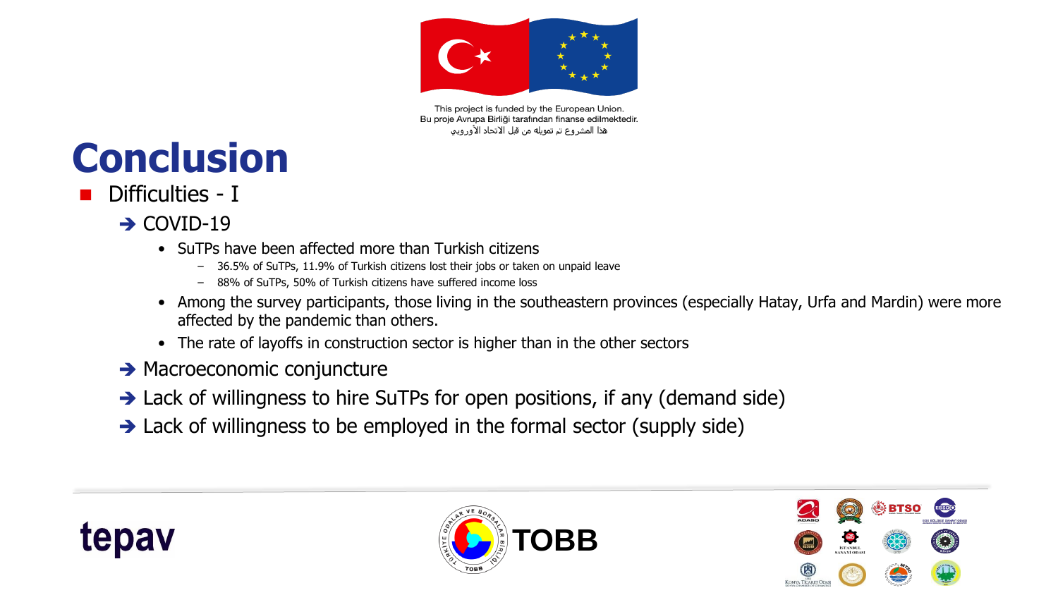This project is funded by the European Union.
Bu proje Avrupa Birliği tarafından finanse edilmektedir.
هذا المشروع تم تمويله من قبل الاتحاد الأوروبي

# Conclusion

- Difficulties - I
  - COVID-19
    - SuTPs have been affected more than Turkish citizens
      - 36.5% of SuTPs, 11.9% of Turkish citizens lost their jobs or taken on unpaid leave
      - 88% of SuTPs, 50% of Turkish citizens have suffered income loss
    - Among the survey participants, those living in the southeastern provinces (especially Hatay, Urfa and Mardin) were more affected by the pandemic than others.
    - The rate of layoffs in construction sector is higher than in the other sectors
  - Macroeconomic conjuncture
  - Lack of willingness to hire SuTPs for open positions, if any (demand side)
  - Lack of willingness to be employed in the formal sector (supply side)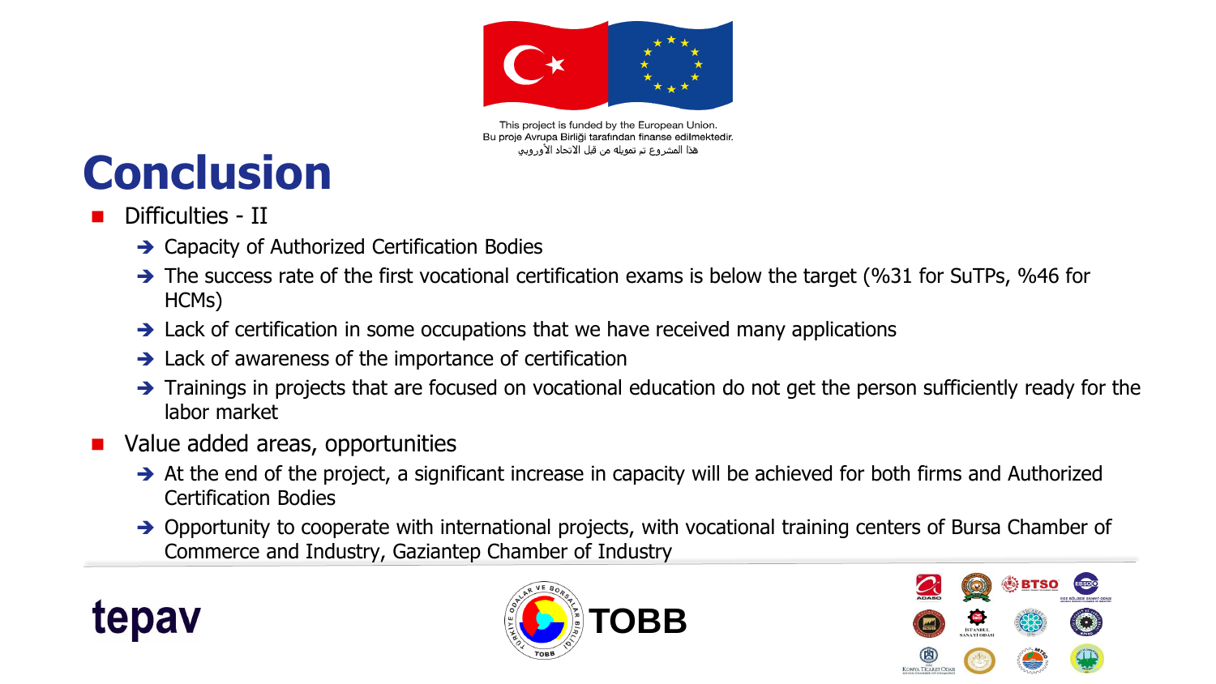This project is funded by the European Union.
Bu proje Avrupa Birliği tarafından finanse edilmektedir.
هذا المشروع تم تمويله من قبل الاتحاد الأوروبي

# Conclusion

- Difficulties - II
  - Capacity of Authorized Certification Bodies
  - The success rate of the first vocational certification exams is below the target (%31 for SuTPs, %46 for HCMs)
  - Lack of certification in some occupations that we have received many applications
  - Lack of awareness of the importance of certification
  - Trainings in projects that are focused on vocational education do not get the person sufficiently ready for the labor market
- Value added areas, opportunities
  - At the end of the project, a significant increase in capacity will be achieved for both firms and Authorized Certification Bodies
  - Opportunity to cooperate with international projects, with vocational training centers of Bursa Chamber of Commerce and Industry, Gaziantep Chamber of Industry

tepav

TOBB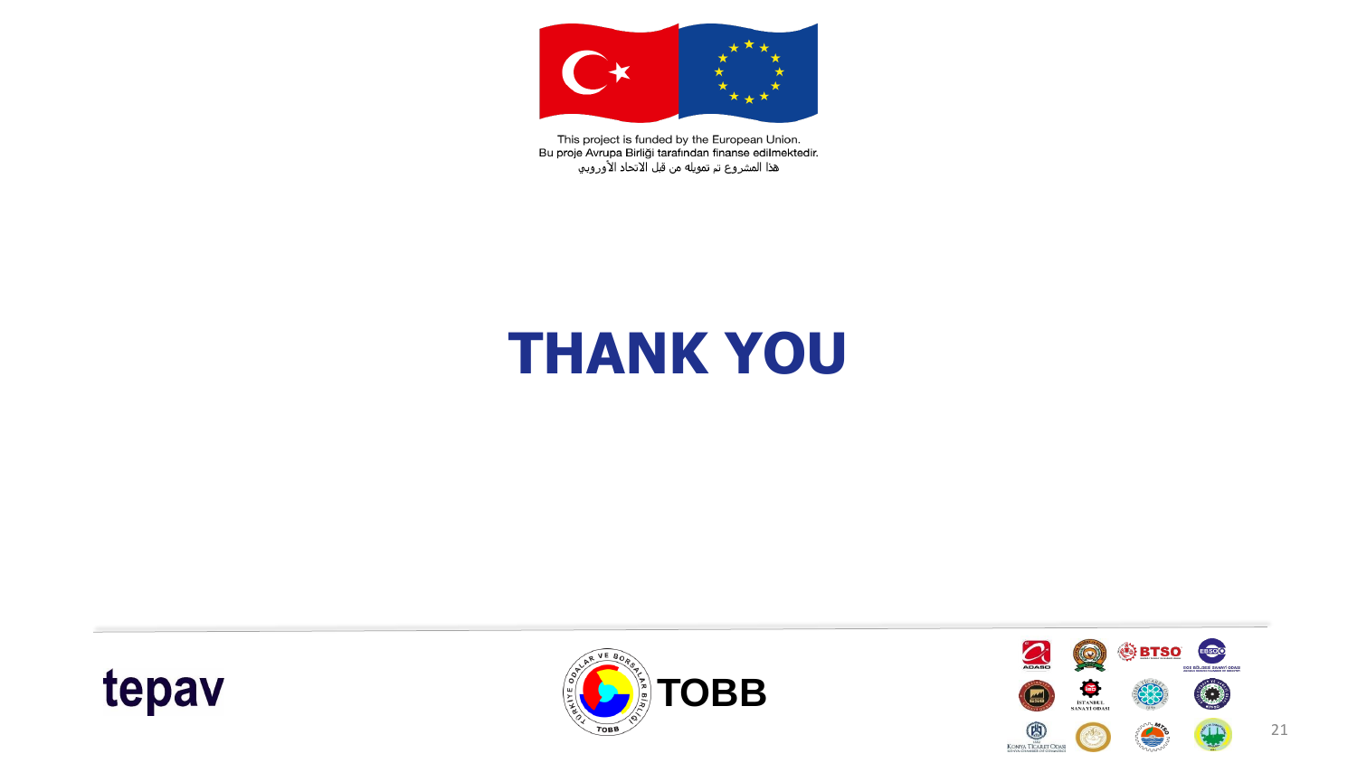This project is funded by the European Union.
Bu proje Avrupa Birliği tarafından finanse edilmektedir.
هذا المشروع تم تمويله من قبل الاتحاد الأوروبي

# THANK YOU

tepav

TOBB